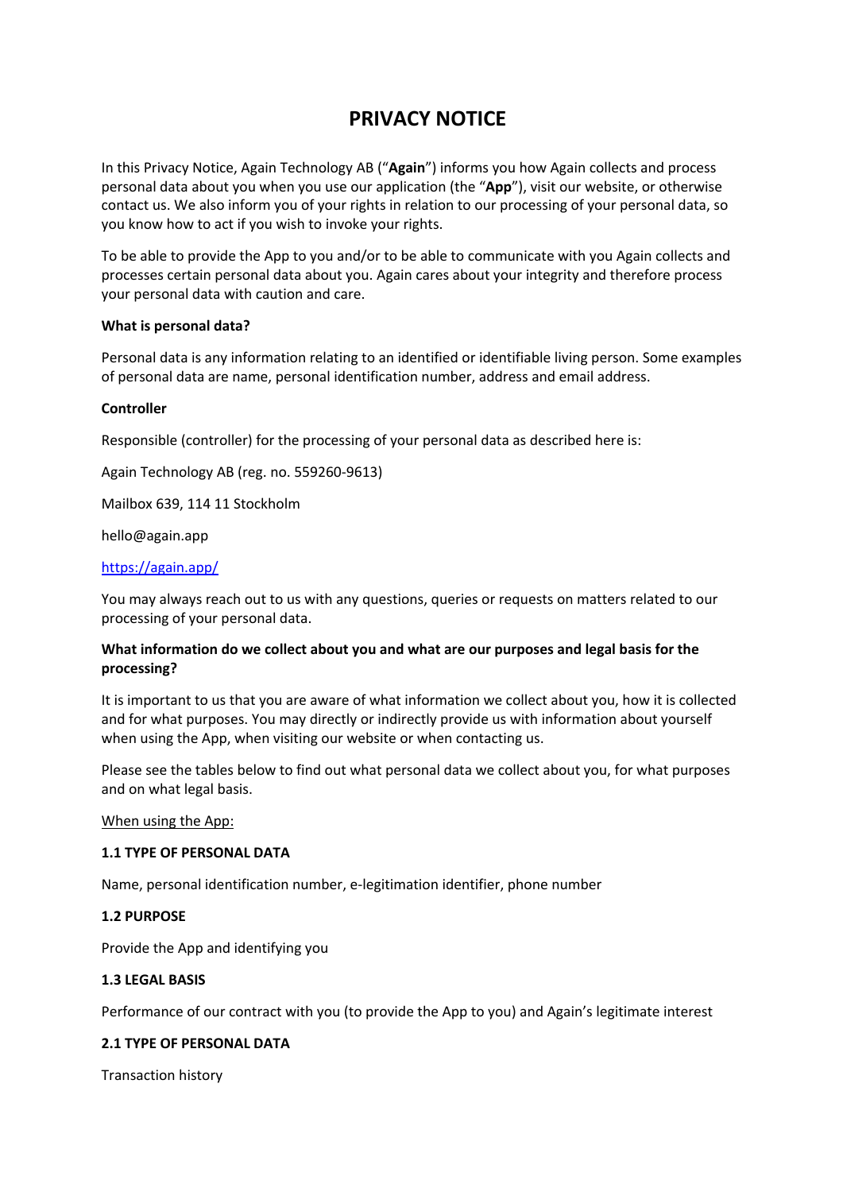# PRIVACY NOTICE

In this Privacy Notice, Again Technology AB ("**Again**") informs you how Again collects and process personal data about you when you use our application (the "**App**"), visit our website, or otherwise contact us. We also inform you of your rights in relation to our processing of your personal data, so you know how to act if you wish to invoke your rights.

To be able to provide the App to you and/or to be able to communicate with you Again collects and processes certain personal data about you. Again cares about your integrity and therefore process your personal data with caution and care.

**What is personal data?**

Personal data is any information relating to an identified or identifiable living person. Some examples of personal data are name, personal identification number, address and email address.

**Controller**

Responsible (controller) for the processing of your personal data as described here is:

Again Technology AB (reg. no. 559260-9613)

Mailbox 639, 114 11 Stockholm

hello@again.app

[https://again.app/](https://again.app/)

You may always reach out to us with any questions, queries or requests on matters related to our processing of your personal data.

**What information do we collect about you and what are our purposes and legal basis for the processing?**

It is important to us that you are aware of what information we collect about you, how it is collected and for what purposes. You may directly or indirectly provide us with information about yourself when using the App, when visiting our website or when contacting us.

Please see the tables below to find out what personal data we collect about you, for what purposes and on what legal basis.

<u>When using the App:</u>

**1.1 TYPE OF PERSONAL DATA**

Name, personal identification number, e-legitimation identifier, phone number

**1.2 PURPOSE**

Provide the App and identifying you

**1.3 LEGAL BASIS**

Performance of our contract with you (to provide the App to you) and Again's legitimate interest

**2.1 TYPE OF PERSONAL DATA**

Transaction history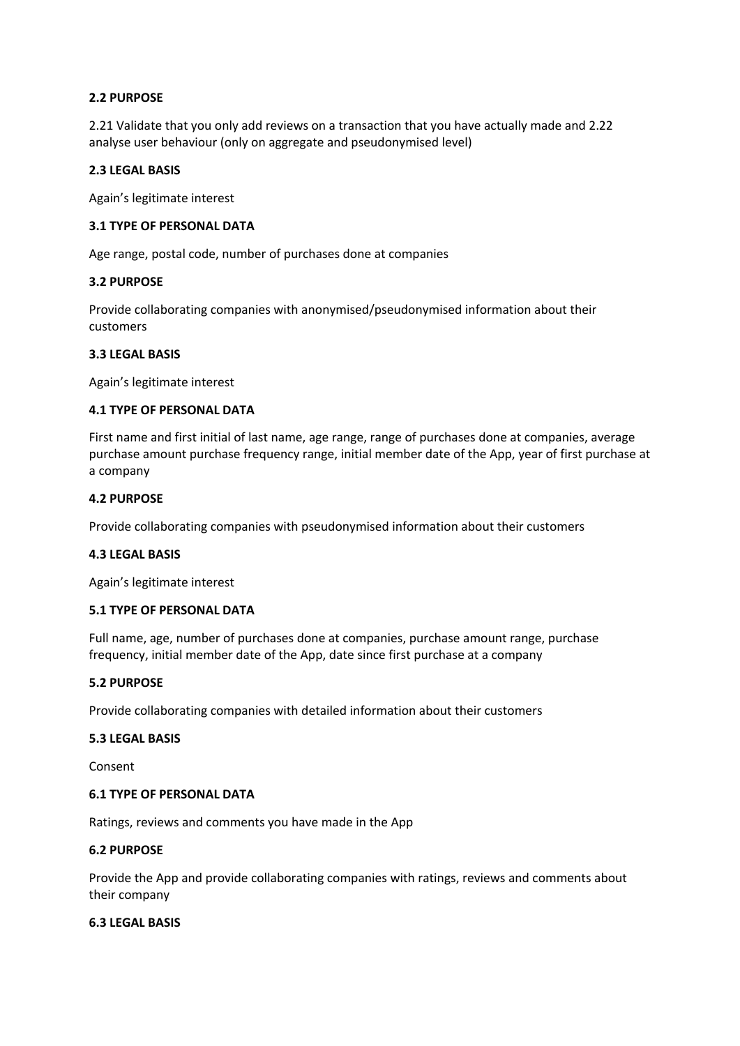**2.2 PURPOSE**

2.21 Validate that you only add reviews on a transaction that you have actually made and 2.22 analyse user behaviour (only on aggregate and pseudonymised level)

**2.3 LEGAL BASIS**

Again's legitimate interest

**3.1 TYPE OF PERSONAL DATA**

Age range, postal code, number of purchases done at companies

**3.2 PURPOSE**

Provide collaborating companies with anonymised/pseudonymised information about their customers

**3.3 LEGAL BASIS**

Again's legitimate interest

**4.1 TYPE OF PERSONAL DATA**

First name and first initial of last name, age range, range of purchases done at companies, average purchase amount purchase frequency range, initial member date of the App, year of first purchase at a company

**4.2 PURPOSE**

Provide collaborating companies with pseudonymised information about their customers

**4.3 LEGAL BASIS**

Again's legitimate interest

**5.1 TYPE OF PERSONAL DATA**

Full name, age, number of purchases done at companies, purchase amount range, purchase frequency, initial member date of the App, date since first purchase at a company

**5.2 PURPOSE**

Provide collaborating companies with detailed information about their customers

**5.3 LEGAL BASIS**

Consent

**6.1 TYPE OF PERSONAL DATA**

Ratings, reviews and comments you have made in the App

**6.2 PURPOSE**

Provide the App and provide collaborating companies with ratings, reviews and comments about their company

**6.3 LEGAL BASIS**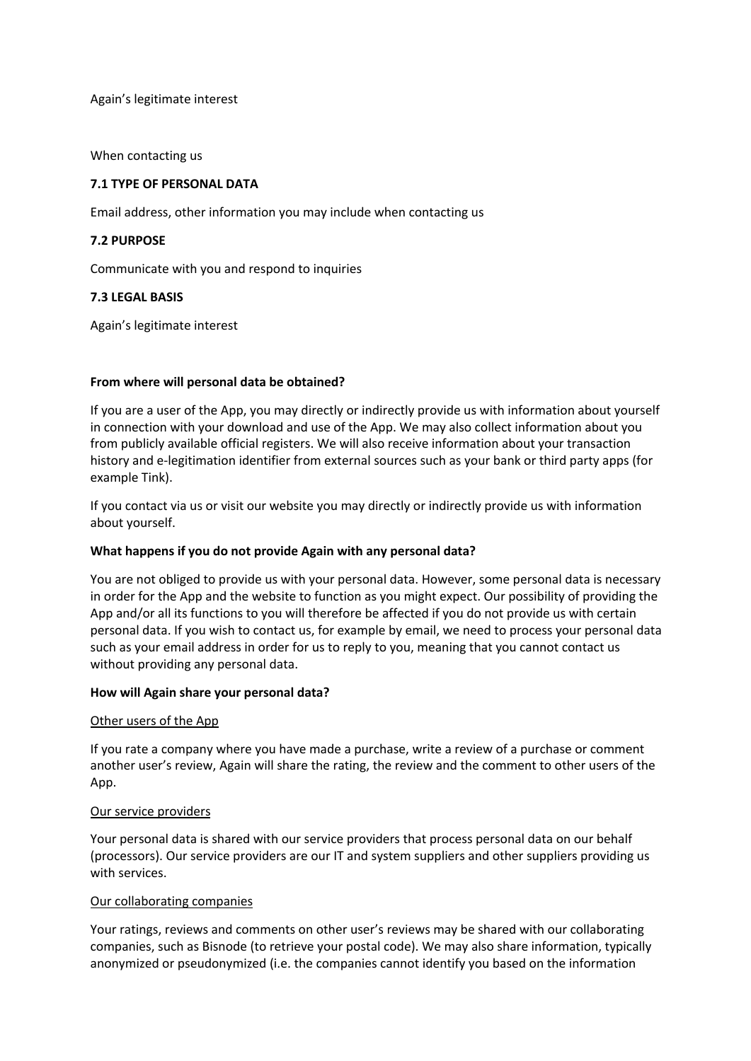Again's legitimate interest

When contacting us

**7.1 TYPE OF PERSONAL DATA**

Email address, other information you may include when contacting us

**7.2 PURPOSE**

Communicate with you and respond to inquiries

**7.3 LEGAL BASIS**

Again's legitimate interest

**From where will personal data be obtained?**

If you are a user of the App, you may directly or indirectly provide us with information about yourself in connection with your download and use of the App. We may also collect information about you from publicly available official registers. We will also receive information about your transaction history and e-legitimation identifier from external sources such as your bank or third party apps (for example Tink).

If you contact via us or visit our website you may directly or indirectly provide us with information about yourself.

**What happens if you do not provide Again with any personal data?**

You are not obliged to provide us with your personal data. However, some personal data is necessary in order for the App and the website to function as you might expect. Our possibility of providing the App and/or all its functions to you will therefore be affected if you do not provide us with certain personal data. If you wish to contact us, for example by email, we need to process your personal data such as your email address in order for us to reply to you, meaning that you cannot contact us without providing any personal data.

**How will Again share your personal data?**

<u>Other users of the App</u>

If you rate a company where you have made a purchase, write a review of a purchase or comment another user's review, Again will share the rating, the review and the comment to other users of the App.

<u>Our service providers</u>

Your personal data is shared with our service providers that process personal data on our behalf (processors). Our service providers are our IT and system suppliers and other suppliers providing us with services.

<u>Our collaborating companies</u>

Your ratings, reviews and comments on other user's reviews may be shared with our collaborating companies, such as Bisnode (to retrieve your postal code). We may also share information, typically anonymized or pseudonymized (i.e. the companies cannot identify you based on the information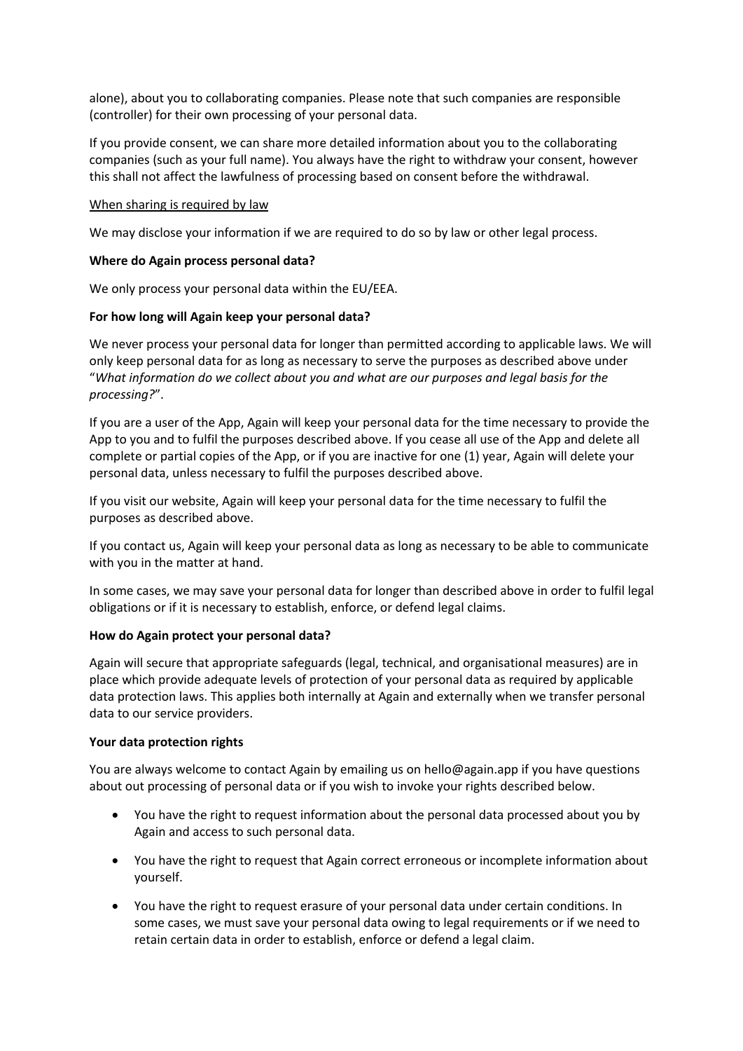alone), about you to collaborating companies. Please note that such companies are responsible (controller) for their own processing of your personal data.

If you provide consent, we can share more detailed information about you to the collaborating companies (such as your full name). You always have the right to withdraw your consent, however this shall not affect the lawfulness of processing based on consent before the withdrawal.

<u>When sharing is required by law</u>

We may disclose your information if we are required to do so by law or other legal process.

**Where do Again process personal data?**

We only process your personal data within the EU/EEA.

**For how long will Again keep your personal data?**

We never process your personal data for longer than permitted according to applicable laws. We will only keep personal data for as long as necessary to serve the purposes as described above under "*What information do we collect about you and what are our purposes and legal basis for the processing?*".

If you are a user of the App, Again will keep your personal data for the time necessary to provide the App to you and to fulfil the purposes described above. If you cease all use of the App and delete all complete or partial copies of the App, or if you are inactive for one (1) year, Again will delete your personal data, unless necessary to fulfil the purposes described above.

If you visit our website, Again will keep your personal data for the time necessary to fulfil the purposes as described above.

If you contact us, Again will keep your personal data as long as necessary to be able to communicate with you in the matter at hand.

In some cases, we may save your personal data for longer than described above in order to fulfil legal obligations or if it is necessary to establish, enforce, or defend legal claims.

**How do Again protect your personal data?**

Again will secure that appropriate safeguards (legal, technical, and organisational measures) are in place which provide adequate levels of protection of your personal data as required by applicable data protection laws. This applies both internally at Again and externally when we transfer personal data to our service providers.

**Your data protection rights**

You are always welcome to contact Again by emailing us on hello@again.app if you have questions about out processing of personal data or if you wish to invoke your rights described below.

- You have the right to request information about the personal data processed about you by Again and access to such personal data.
- You have the right to request that Again correct erroneous or incomplete information about yourself.
- You have the right to request erasure of your personal data under certain conditions. In some cases, we must save your personal data owing to legal requirements or if we need to retain certain data in order to establish, enforce or defend a legal claim.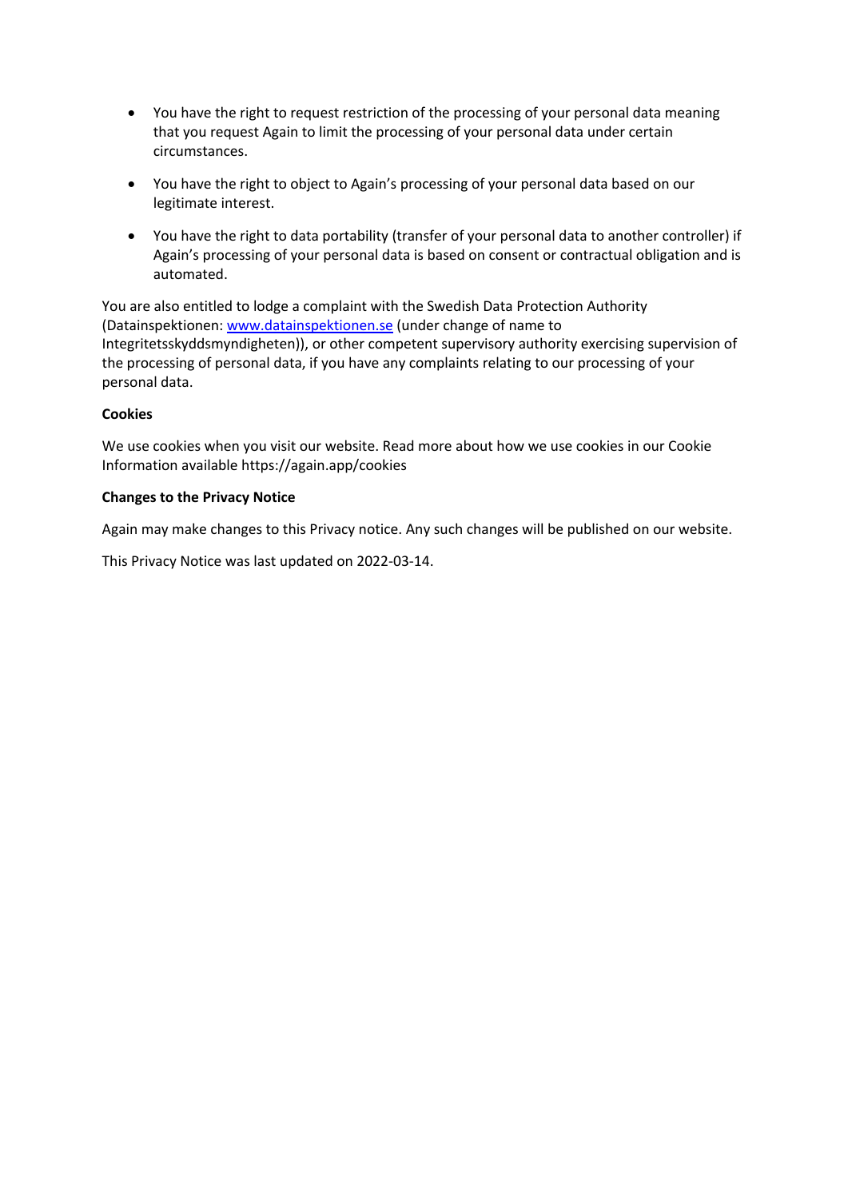- You have the right to request restriction of the processing of your personal data meaning that you request Again to limit the processing of your personal data under certain circumstances.
- You have the right to object to Again's processing of your personal data based on our legitimate interest.
- You have the right to data portability (transfer of your personal data to another controller) if Again's processing of your personal data is based on consent or contractual obligation and is automated.

You are also entitled to lodge a complaint with the Swedish Data Protection Authority (Datainspektionen: [www.datainspektionen.se](http://www.datainspektionen.se) (under change of name to Integritetsskyddsmyndigheten)), or other competent supervisory authority exercising supervision of the processing of personal data, if you have any complaints relating to our processing of your personal data.

**Cookies**

We use cookies when you visit our website. Read more about how we use cookies in our Cookie Information available https://again.app/cookies

**Changes to the Privacy Notice**

Again may make changes to this Privacy notice. Any such changes will be published on our website.

This Privacy Notice was last updated on 2022-03-14.